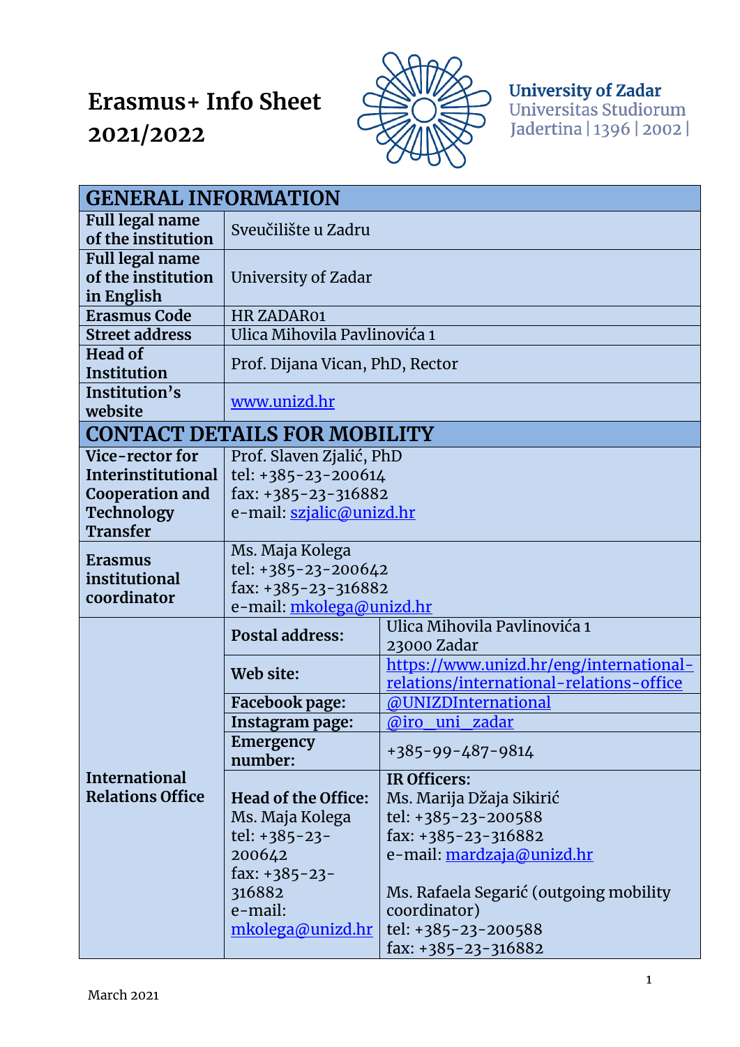# Erasmus+ Info Sheet 2021/2022

**University of Zadar**
Universitas Studiorum Jadertina | 1396 | 2002 |

| GENERAL INFORMATION | | |
|---|---|---|
| **Full legal name of the institution** | Sveučilište u Zadru | |
| **Full legal name of the institution in English** | University of Zadar | |
| **Erasmus Code** | HR ZADAR01 | |
| **Street address** | Ulica Mihovila Pavlinovića 1 | |
| **Head of Institution** | Prof. Dijana Vican, PhD, Rector | |
| **Institution's website** | www.unizd.hr | |
| **CONTACT DETAILS FOR MOBILITY** | | |
| **Vice-rector for Interinstitutional Cooperation and Technology Transfer** | Prof. Slaven Zjalić, PhD<br>tel: +385-23-200614<br>fax: +385-23-316882<br>e-mail: szjalic@unizd.hr | |
| **Erasmus institutional coordinator** | Ms. Maja Kolega<br>tel: +385-23-200642<br>fax: +385-23-316882<br>e-mail: mkolega@unizd.hr | |
| **International Relations Office** | **Postal address:** | Ulica Mihovila Pavlinovića 1<br>23000 Zadar |
| | **Web site:** | https://www.unizd.hr/eng/international-relations/international-relations-office |
| | **Facebook page:** | @UNIZDInternational |
| | **Instagram page:** | @iro_uni_zadar |
| | **Emergency number:** | +385-99-487-9814 |
| | **Head of the Office:**<br>Ms. Maja Kolega<br>tel: +385-23-200642<br>fax: +385-23-316882<br>e-mail: mkolega@unizd.hr | **IR Officers:**<br>Ms. Marija Džaja Sikirić<br>tel: +385-23-200588<br>fax: +385-23-316882<br>e-mail: mardzaja@unizd.hr<br><br>Ms. Rafaela Segarić (outgoing mobility coordinator)<br>tel: +385-23-200588<br>fax: +385-23-316882 |

March 2021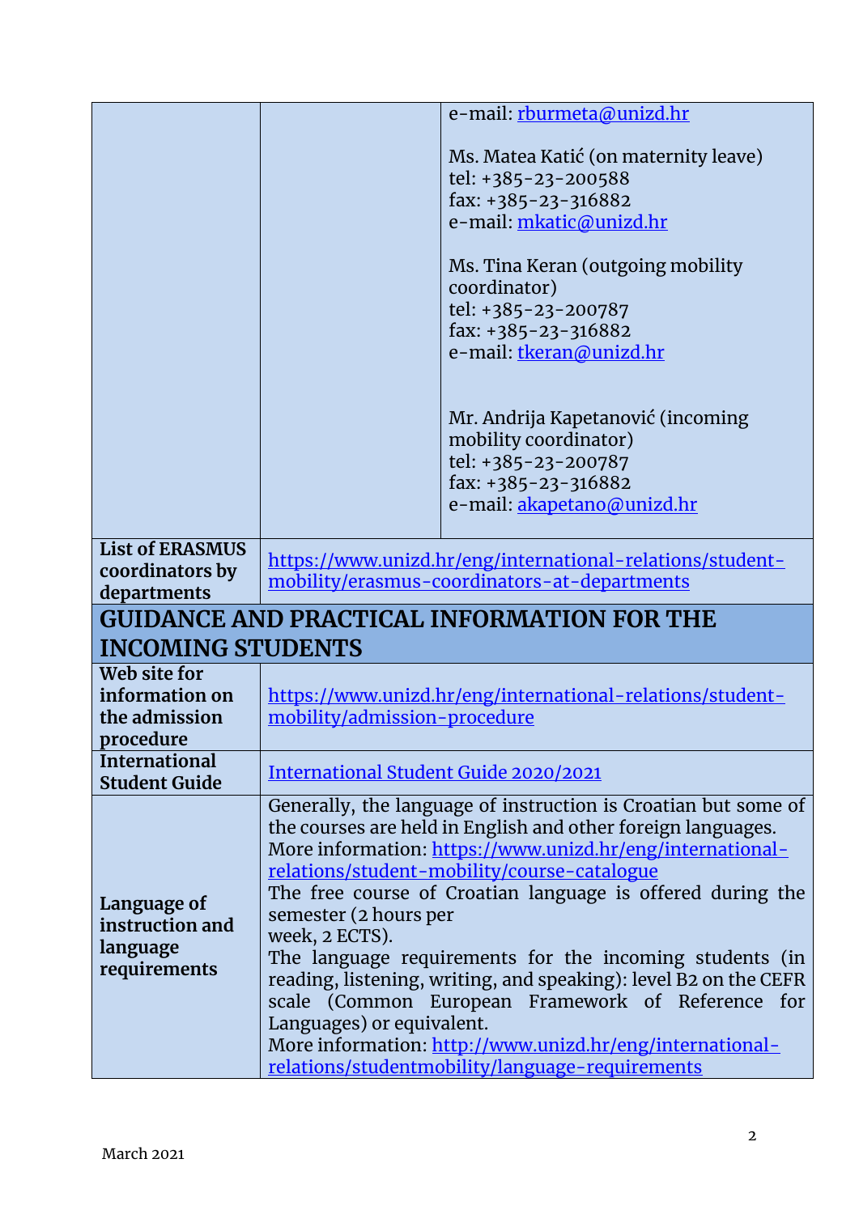| | | e-mail: rburmeta@unizd.hr<br><br>Ms. Matea Katić (on maternity leave)<br>tel: +385-23-200588<br>fax: +385-23-316882<br>e-mail: mkatic@unizd.hr<br><br>Ms. Tina Keran (outgoing mobility coordinator)<br>tel: +385-23-200787<br>fax: +385-23-316882<br>e-mail: tkeran@unizd.hr<br><br>Mr. Andrija Kapetanović (incoming mobility coordinator)<br>tel: +385-23-200787<br>fax: +385-23-316882<br>e-mail: akapetano@unizd.hr |
|---|---|---|
| **List of ERASMUS coordinators by departments** | https://www.unizd.hr/eng/international-relations/student-mobility/erasmus-coordinators-at-departments | |

## GUIDANCE AND PRACTICAL INFORMATION FOR THE INCOMING STUDENTS

| | |
|---|---|
| **Web site for information on the admission procedure** | https://www.unizd.hr/eng/international-relations/student-mobility/admission-procedure |
| **International Student Guide** | International Student Guide 2020/2021 |
| **Language of instruction and language requirements** | Generally, the language of instruction is Croatian but some of the courses are held in English and other foreign languages.<br>More information: https://www.unizd.hr/eng/international-relations/student-mobility/course-catalogue<br>The free course of Croatian language is offered during the semester (2 hours per week, 2 ECTS).<br>The language requirements for the incoming students (in reading, listening, writing, and speaking): level B2 on the CEFR scale (Common European Framework of Reference for Languages) or equivalent.<br>More information: http://www.unizd.hr/eng/international-relations/studentmobility/language-requirements |

March 2021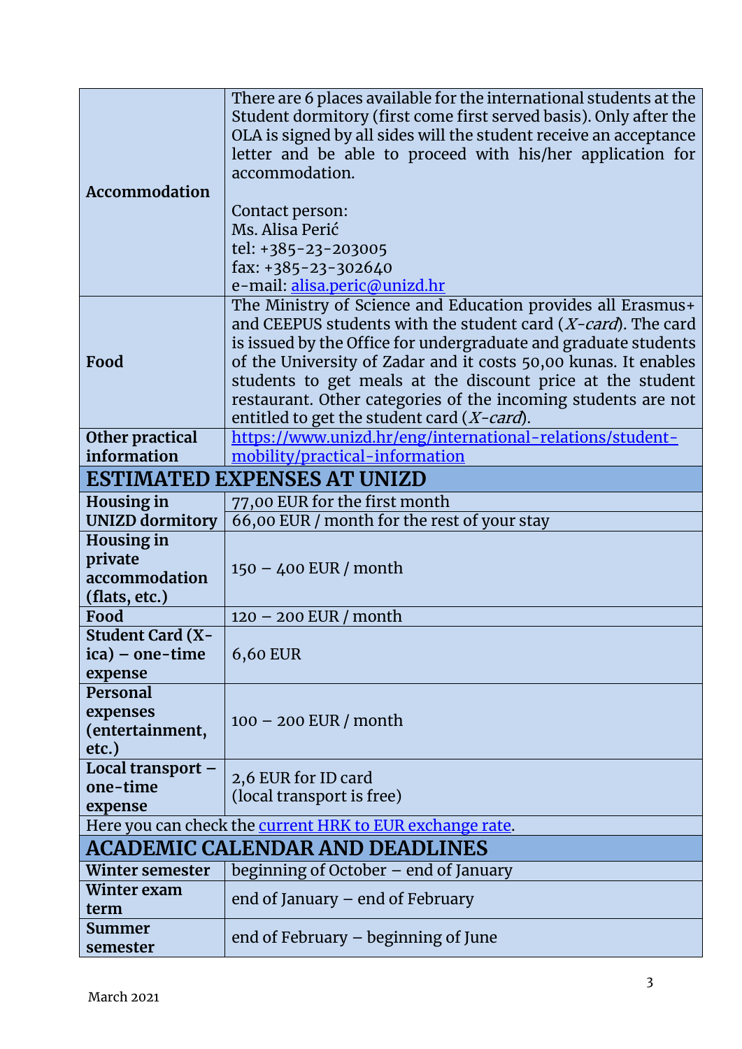| | |
|---|---|
| **Accommodation** | There are 6 places available for the international students at the Student dormitory (first come first served basis). Only after the OLA is signed by all sides will the student receive an acceptance letter and be able to proceed with his/her application for accommodation.<br><br>Contact person:<br>Ms. Alisa Perić<br>tel: +385-23-203005<br>fax: +385-23-302640<br>e-mail: alisa.peric@unizd.hr |
| **Food** | The Ministry of Science and Education provides all Erasmus+ and CEEPUS students with the student card (*X-card*). The card is issued by the Office for undergraduate and graduate students of the University of Zadar and it costs 50,00 kunas. It enables students to get meals at the discount price at the student restaurant. Other categories of the incoming students are not entitled to get the student card (*X-card*). |
| **Other practical information** | https://www.unizd.hr/eng/international-relations/student-mobility/practical-information |
| **ESTIMATED EXPENSES AT UNIZD** | |
| **Housing in UNIZD dormitory** | 77,00 EUR for the first month<br>66,00 EUR / month for the rest of your stay |
| **Housing in private accommodation (flats, etc.)** | 150 – 400 EUR / month |
| **Food** | 120 – 200 EUR / month |
| **Student Card (X-ica) – one-time expense** | 6,60 EUR |
| **Personal expenses (entertainment, etc.)** | 100 – 200 EUR / month |
| **Local transport – one-time expense** | 2,6 EUR for ID card<br>(local transport is free) |
| Here you can check the current HRK to EUR exchange rate. | |
| **ACADEMIC CALENDAR AND DEADLINES** | |
| **Winter semester** | beginning of October – end of January |
| **Winter exam term** | end of January – end of February |
| **Summer semester** | end of February – beginning of June |

March 2021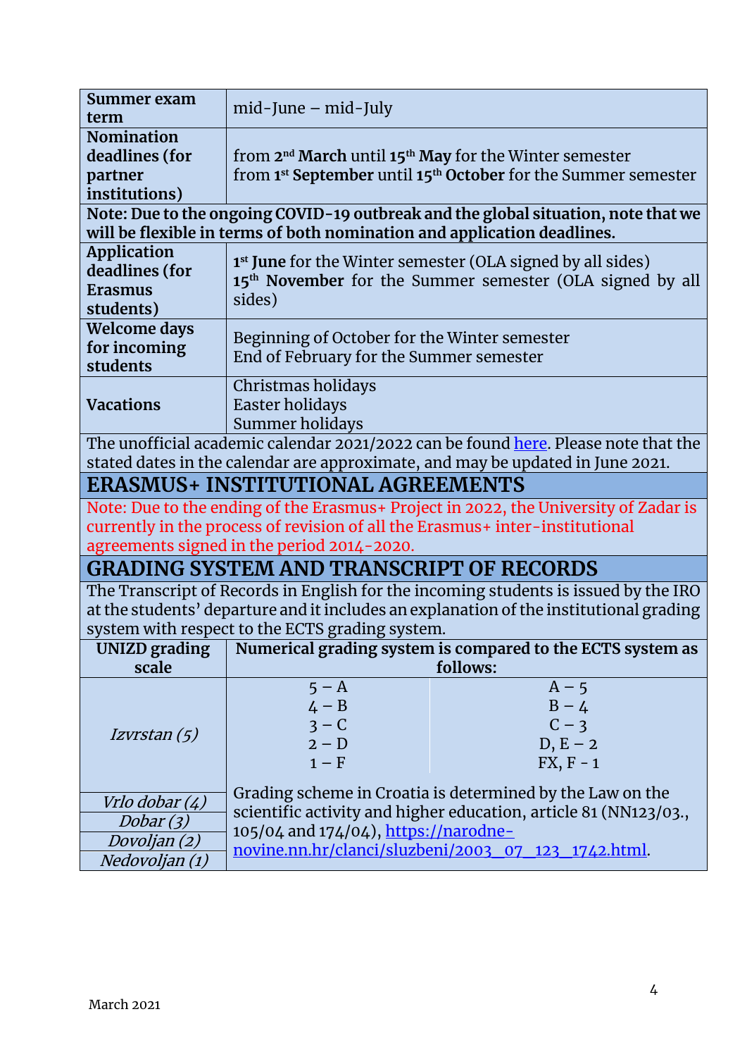| | |
|---|---|
| **Summer exam term** | mid-June – mid-July |
| **Nomination deadlines (for partner institutions)** | from 2nd **March** until 15th **May** for the Winter semester<br>from 1st **September** until 15th **October** for the Summer semester |
| **Note: Due to the ongoing COVID-19 outbreak and the global situation, note that we will be flexible in terms of both nomination and application deadlines.** | |
| **Application deadlines (for Erasmus students)** | 1st **June** for the Winter semester (OLA signed by all sides)<br>15th **November** for the Summer semester (OLA signed by all sides) |
| **Welcome days for incoming students** | Beginning of October for the Winter semester<br>End of February for the Summer semester |
| **Vacations** | Christmas holidays<br>Easter holidays<br>Summer holidays |

The unofficial academic calendar 2021/2022 can be found here. Please note that the stated dates in the calendar are approximate, and may be updated in June 2021.

## ERASMUS+ INSTITUTIONAL AGREEMENTS

Note: Due to the ending of the Erasmus+ Project in 2022, the University of Zadar is currently in the process of revision of all the Erasmus+ inter-institutional agreements signed in the period 2014-2020.

## GRADING SYSTEM AND TRANSCRIPT OF RECORDS

The Transcript of Records in English for the incoming students is issued by the IRO at the students' departure and it includes an explanation of the institutional grading system with respect to the ECTS grading system.

| UNIZD grading scale | Numerical grading system is compared to the ECTS system as follows: | |
|---|---|---|
| *Izvrstan (5)* | 5 – A<br>4 – B<br>3 – C<br>2 – D<br>1 – F | A – 5<br>B – 4<br>C – 3<br>D, E – 2<br>FX, F - 1 |
| *Vrlo dobar (4)*<br>*Dobar (3)*<br>*Dovoljan (2)*<br>*Nedovoljan (1)* | Grading scheme in Croatia is determined by the Law on the scientific activity and higher education, article 81 (NN123/03., 105/04 and 174/04), https://narodne-novine.nn.hr/clanci/sluzbeni/2003_07_123_1742.html. | |

March 2021